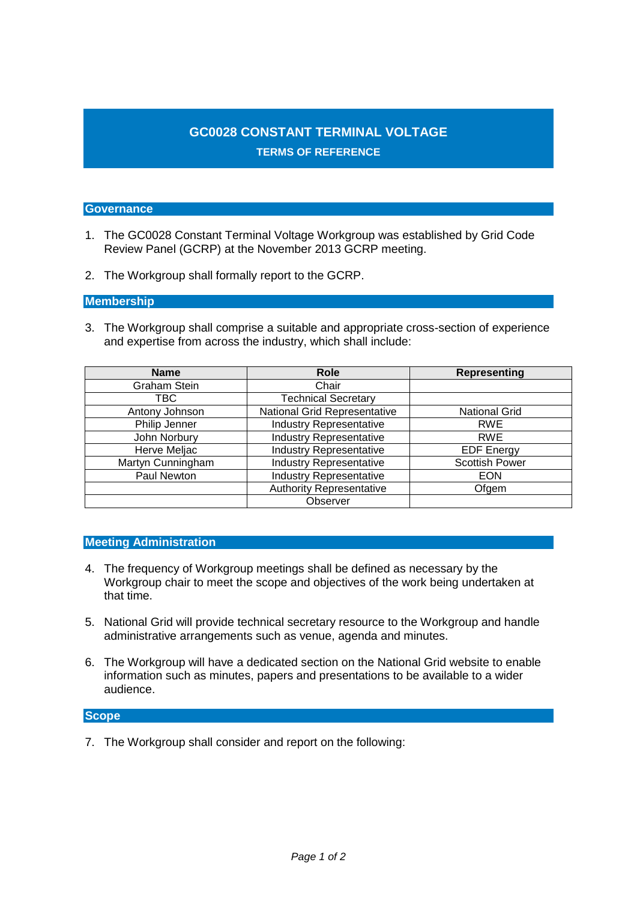# GC0028 CONSTANT TERMINAL VOLTAGE

## TERMS OF REFERENCE

## Governance

1. The GC0028 Constant Terminal Voltage Workgroup was established by Grid Code Review Panel (GCRP) at the November 2013 GCRP meeting.

2. The Workgroup shall formally report to the GCRP.

## Membership

3. The Workgroup shall comprise a suitable and appropriate cross-section of experience and expertise from across the industry, which shall include:

| Name | Role | Representing |
|---|---|---|
| Graham Stein | Chair | |
| TBC | Technical Secretary | |
| Antony Johnson | National Grid Representative | National Grid |
| Philip Jenner | Industry Representative | RWE |
| John Norbury | Industry Representative | RWE |
| Herve Meljac | Industry Representative | EDF Energy |
| Martyn Cunningham | Industry Representative | Scottish Power |
| Paul Newton | Industry Representative | EON |
| | Authority Representative | Ofgem |
| | Observer | |

## Meeting Administration

4. The frequency of Workgroup meetings shall be defined as necessary by the Workgroup chair to meet the scope and objectives of the work being undertaken at that time.

5. National Grid will provide technical secretary resource to the Workgroup and handle administrative arrangements such as venue, agenda and minutes.

6. The Workgroup will have a dedicated section on the National Grid website to enable information such as minutes, papers and presentations to be available to a wider audience.

## Scope

7. The Workgroup shall consider and report on the following: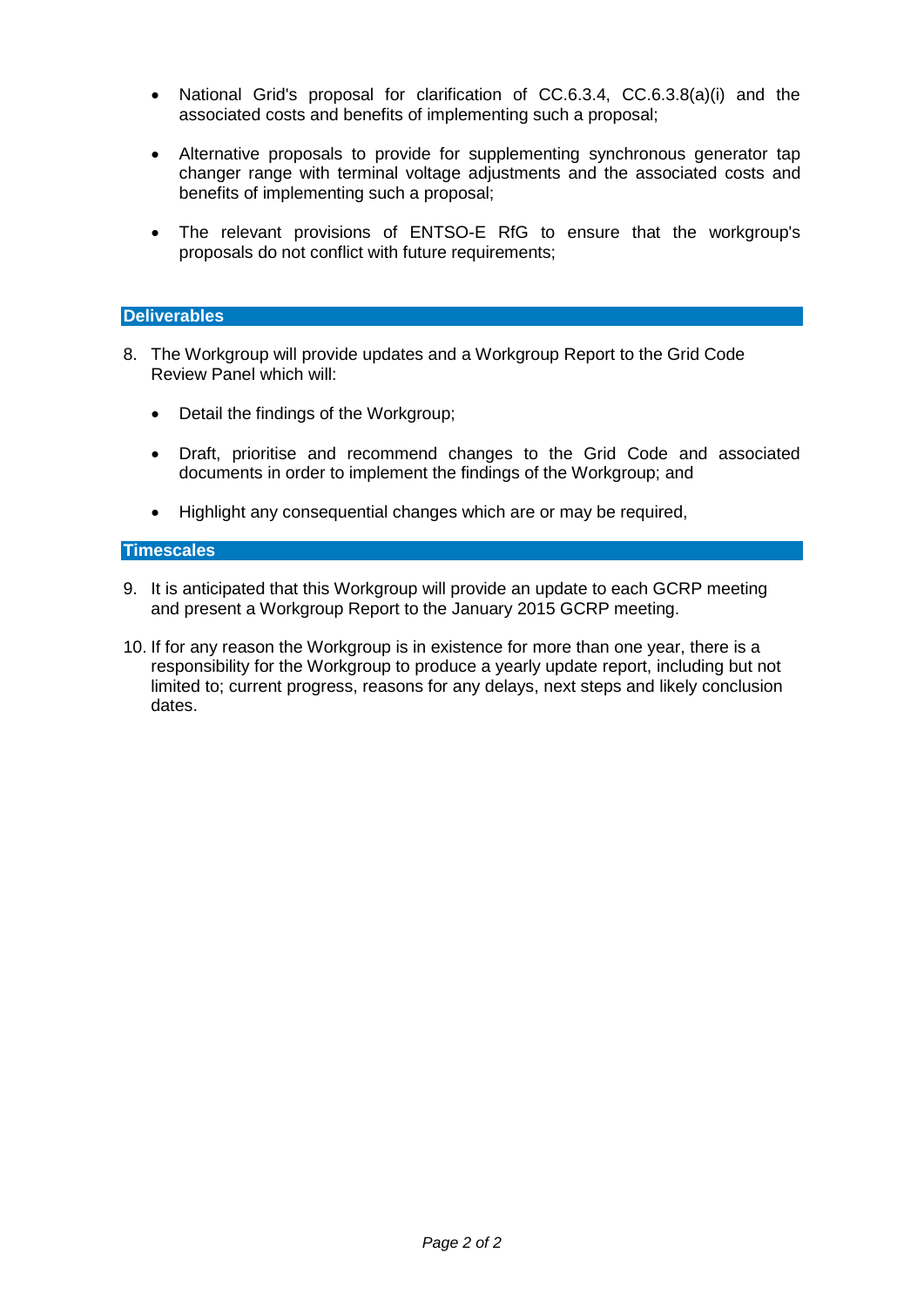- National Grid's proposal for clarification of CC.6.3.4, CC.6.3.8(a)(i) and the associated costs and benefits of implementing such a proposal;

- Alternative proposals to provide for supplementing synchronous generator tap changer range with terminal voltage adjustments and the associated costs and benefits of implementing such a proposal;

- The relevant provisions of ENTSO-E RfG to ensure that the workgroup's proposals do not conflict with future requirements;

## Deliverables

8. The Workgroup will provide updates and a Workgroup Report to the Grid Code Review Panel which will:

   - Detail the findings of the Workgroup;

   - Draft, prioritise and recommend changes to the Grid Code and associated documents in order to implement the findings of the Workgroup; and

   - Highlight any consequential changes which are or may be required,

## Timescales

9. It is anticipated that this Workgroup will provide an update to each GCRP meeting and present a Workgroup Report to the January 2015 GCRP meeting.

10. If for any reason the Workgroup is in existence for more than one year, there is a responsibility for the Workgroup to produce a yearly update report, including but not limited to; current progress, reasons for any delays, next steps and likely conclusion dates.